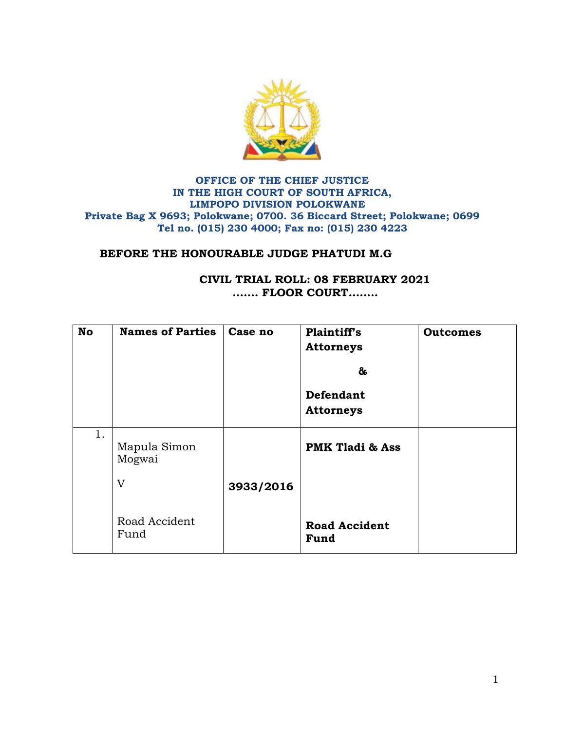**OFFICE OF THE CHIEF JUSTICE**
**IN THE HIGH COURT OF SOUTH AFRICA,**
**LIMPOPO DIVISION POLOKWANE**
**Private Bag X 9693; Polokwane; 0700. 36 Biccard Street; Polokwane; 0699**
**Tel no. (015) 230 4000; Fax no: (015) 230 4223**

**BEFORE THE HONOURABLE JUDGE PHATUDI M.G**

**CIVIL TRIAL ROLL: 08 FEBRUARY 2021**
**……. FLOOR COURT……..**

| No | Names of Parties | Case no | Plaintiff's Attorneys & Defendant Attorneys | Outcomes |
|---|---|---|---|---|
| 1. | Mapula Simon Mogwai V Road Accident Fund | **3933/2016** | **PMK Tladi & Ass** **Road Accident Fund** | |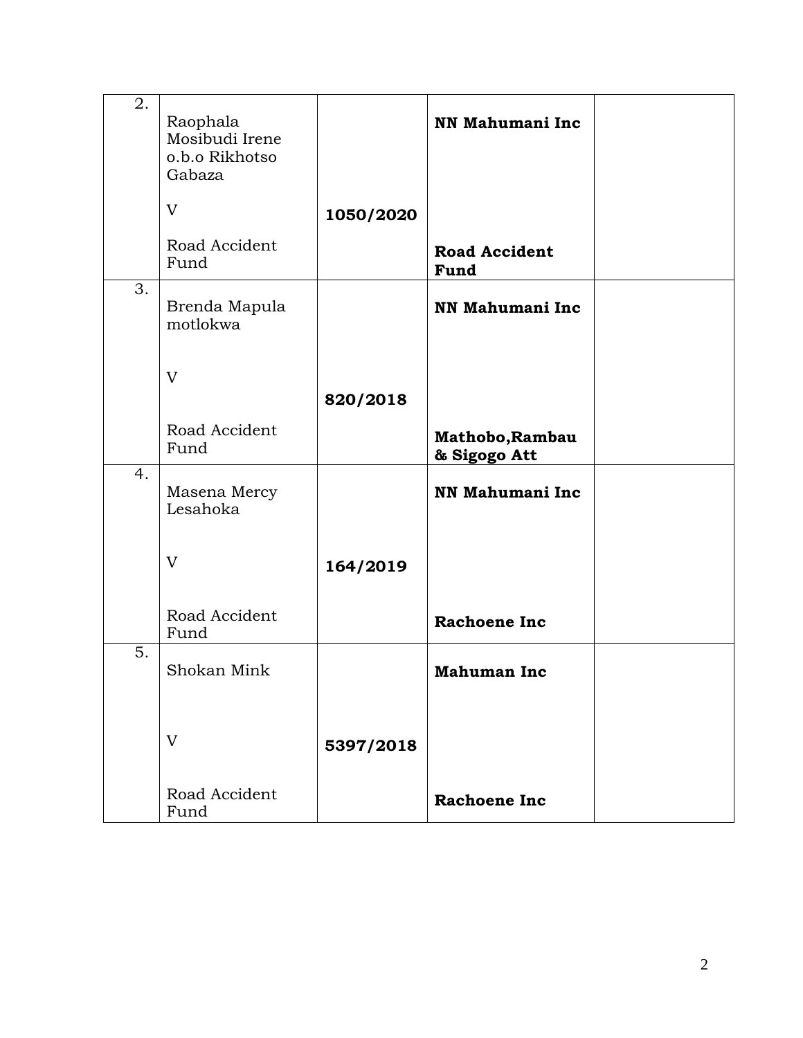| | | | | |
|---|---|---|---|---|
| 2. | Raophala Mosibudi Irene o.b.o Rikhotso Gabaza<br><br>V<br><br>Road Accident Fund | **1050/2020** | **NN Mahumani Inc**<br><br>**Road Accident Fund** | |
| 3. | Brenda Mapula motlokwa<br><br>V<br><br>Road Accident Fund | **820/2018** | **NN Mahumani Inc**<br><br>**Mathobo,Rambau & Sigogo Att** | |
| 4. | Masena Mercy Lesahoka<br><br>V<br><br>Road Accident Fund | **164/2019** | **NN Mahumani Inc**<br><br>**Rachoene Inc** | |
| 5. | Shokan Mink<br><br>V<br><br>Road Accident Fund | **5397/2018** | **Mahuman Inc**<br><br>**Rachoene Inc** | |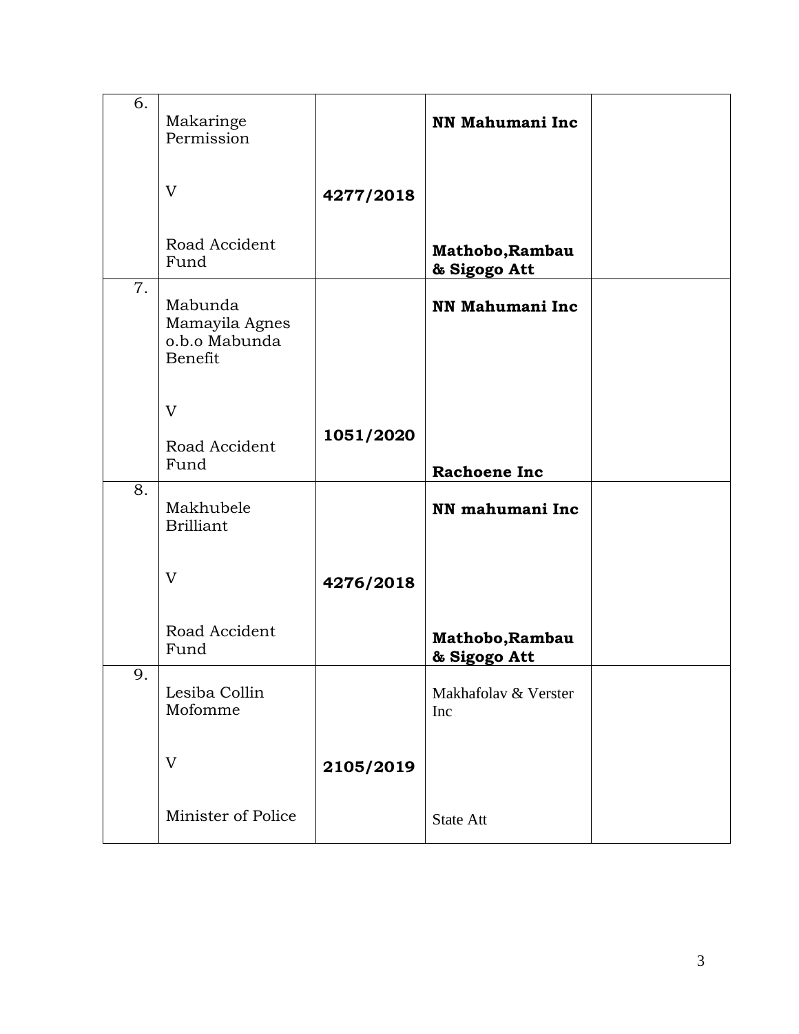| 6. | Makaringe Permission<br><br>V<br><br>Road Accident Fund | 4277/2018 | **NN Mahumani Inc**<br><br>**Mathobo,Rambau & Sigogo Att** | |
|---|---|---|---|---|
| 7. | Mabunda Mamayila Agnes o.b.o Mabunda Benefit<br><br>V<br><br>Road Accident Fund | 1051/2020 | **NN Mahumani Inc**<br><br>**Rachoene Inc** | |
| 8. | Makhubele Brilliant<br><br>V<br><br>Road Accident Fund | 4276/2018 | **NN mahumani Inc**<br><br>**Mathobo,Rambau & Sigogo Att** | |
| 9. | Lesiba Collin Mofomme<br><br>V<br><br>Minister of Police | 2105/2019 | Makhafolav & Verster Inc<br><br>State Att | |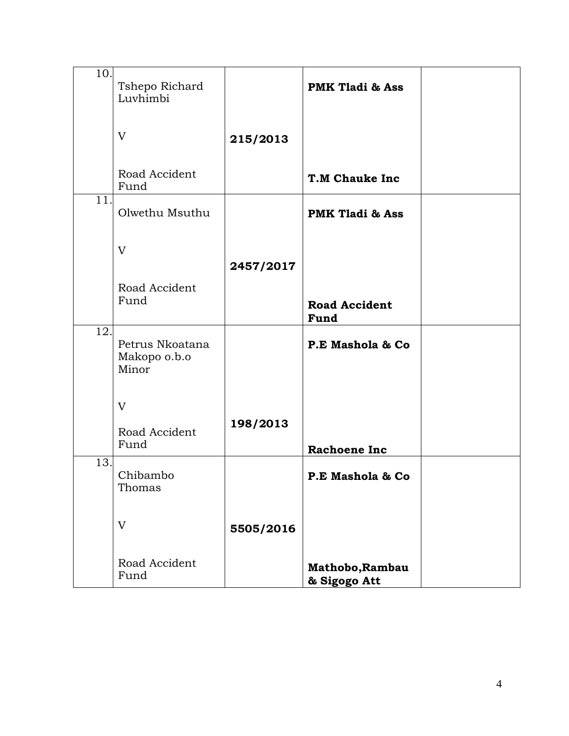| 10. | Tshepo Richard Luvhimbi<br><br>V<br><br>Road Accident Fund | **215/2013** | **PMK Tladi & Ass**<br><br>**T.M Chauke Inc** | |
|---|---|---|---|---|
| 11. | Olwethu Msuthu<br><br>V<br><br>Road Accident Fund | **2457/2017** | **PMK Tladi & Ass**<br><br>**Road Accident Fund** | |
| 12. | Petrus Nkoatana Makopo o.b.o Minor<br><br>V<br><br>Road Accident Fund | **198/2013** | **P.E Mashola & Co**<br><br>**Rachoene Inc** | |
| 13. | Chibambo Thomas<br><br>V<br><br>Road Accident Fund | **5505/2016** | **P.E Mashola & Co**<br><br>**Mathobo,Rambau & Sigogo Att** | |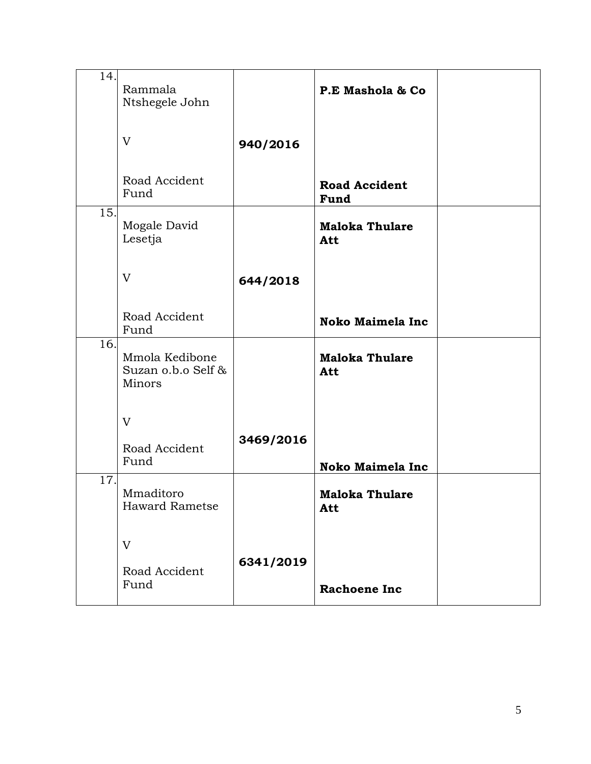| | | | | |
|---|---|---|---|---|
| 14. | Rammala Ntshegele John<br><br>V<br><br>Road Accident Fund | **940/2016** | **P.E Mashola & Co**<br><br>**Road Accident Fund** | |
| 15. | Mogale David Lesetja<br><br>V<br><br>Road Accident Fund | **644/2018** | **Maloka Thulare Att**<br><br>**Noko Maimela Inc** | |
| 16. | Mmola Kedibone Suzan o.b.o Self & Minors<br><br>V<br><br>Road Accident Fund | **3469/2016** | **Maloka Thulare Att**<br><br>**Noko Maimela Inc** | |
| 17. | Mmaditoro Haward Rametse<br><br>V<br><br>Road Accident Fund | **6341/2019** | **Maloka Thulare Att**<br><br>**Rachoene Inc** | |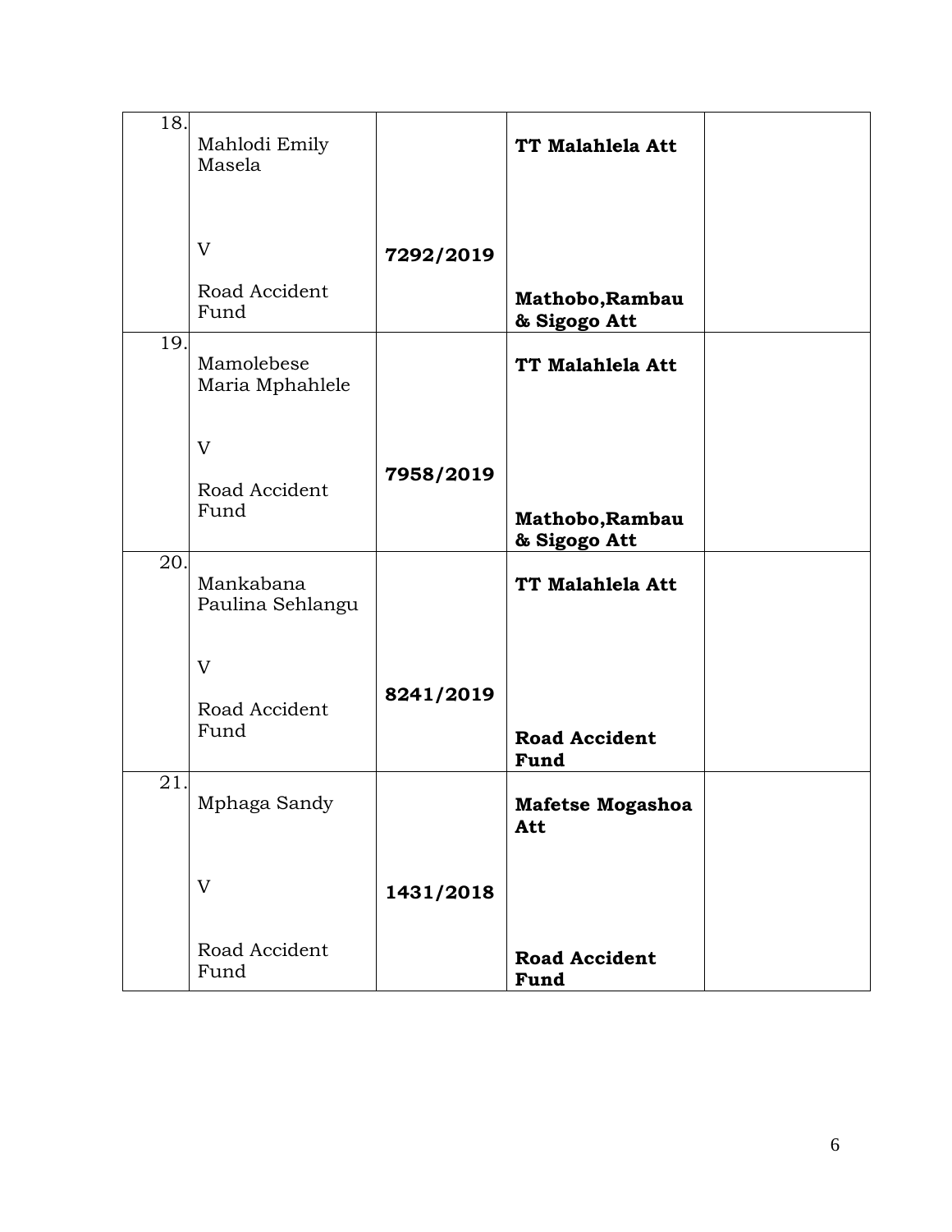| | | | | |
|---|---|---|---|---|
| 18. | Mahlodi Emily Masela<br><br>V<br><br>Road Accident Fund | **7292/2019** | **TT Malahlela Att**<br><br>**Mathobo,Rambau & Sigogo Att** | |
| 19. | Mamolebese Maria Mphahlele<br><br>V<br><br>Road Accident Fund | **7958/2019** | **TT Malahlela Att**<br><br>**Mathobo,Rambau & Sigogo Att** | |
| 20. | Mankabana Paulina Sehlangu<br><br>V<br><br>Road Accident Fund | **8241/2019** | **TT Malahlela Att**<br><br>**Road Accident Fund** | |
| 21. | Mphaga Sandy<br><br>V<br><br>Road Accident Fund | **1431/2018** | **Mafetse Mogashoa Att**<br><br>**Road Accident Fund** | |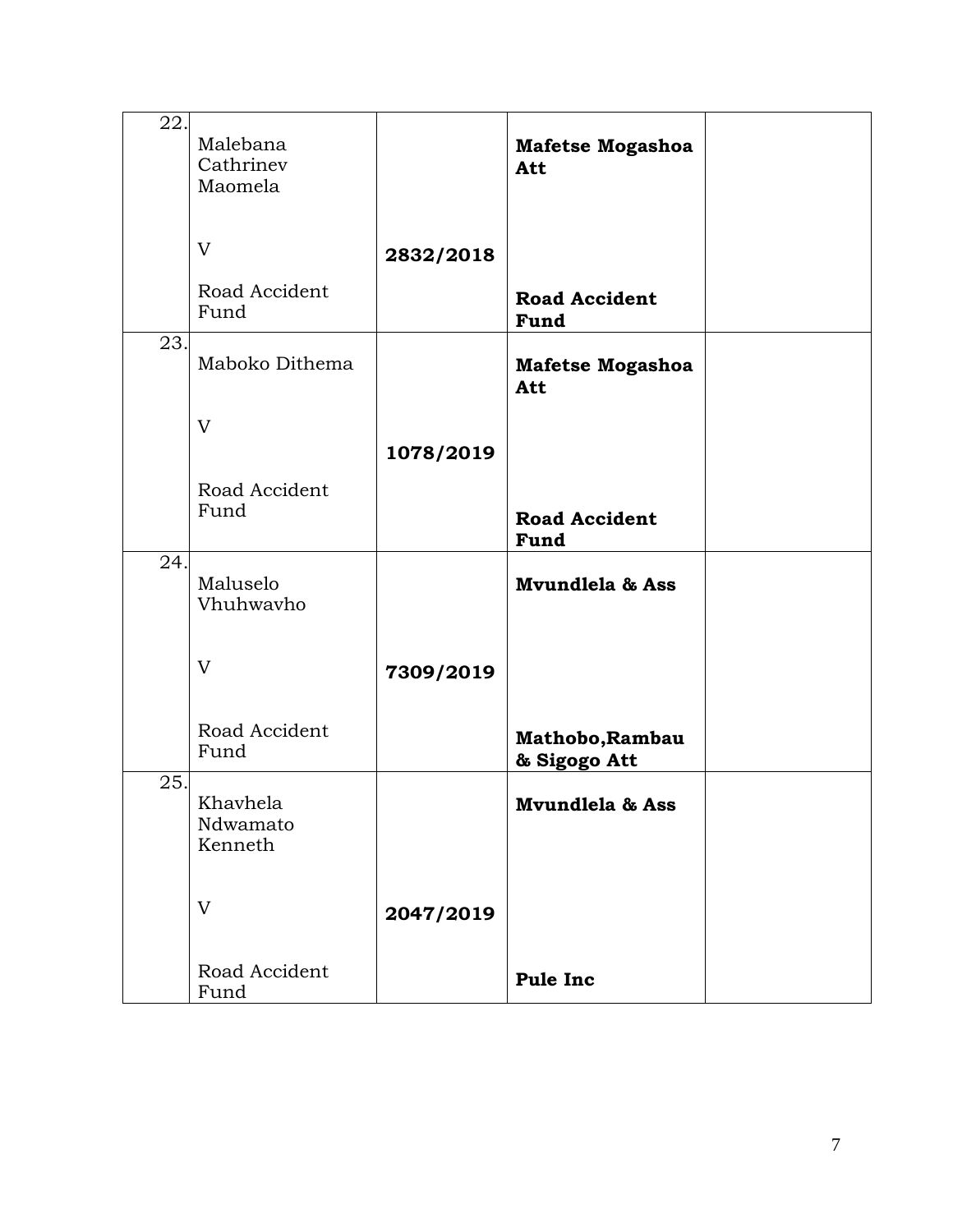| 22. | Malebana Cathrinev Maomela<br><br>V<br><br>Road Accident Fund | **2832/2018** | **Mafetse Mogashoa Att**<br><br><br><br>**Road Accident Fund** | |
|---|---|---|---|---|
| 23. | Maboko Dithema<br><br>V<br><br>Road Accident Fund | **1078/2019** | **Mafetse Mogashoa Att**<br><br><br><br>**Road Accident Fund** | |
| 24. | Maluselo Vhuhwavho<br><br>V<br><br>Road Accident Fund | **7309/2019** | **Mvundlela & Ass**<br><br><br><br>**Mathobo,Rambau & Sigogo Att** | |
| 25. | Khavhela Ndwamato Kenneth<br><br>V<br><br>Road Accident Fund | **2047/2019** | **Mvundlela & Ass**<br><br><br><br>**Pule Inc** | |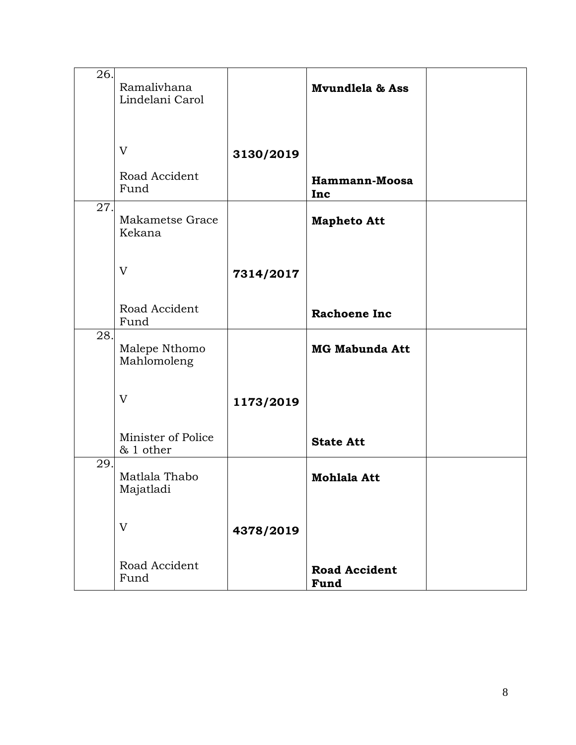| | | | | |
|---|---|---|---|---|
| 26. | Ramalivhana Lindelani Carol<br><br>V<br><br>Road Accident Fund | **3130/2019** | **Mvundlela & Ass**<br><br><br><br>**Hammann-Moosa Inc** | |
| 27. | Makametse Grace Kekana<br><br>V<br><br>Road Accident Fund | **7314/2017** | **Mapheto Att**<br><br><br><br>**Rachoene Inc** | |
| 28. | Malepe Nthomo Mahlomoleng<br><br>V<br><br>Minister of Police & 1 other | **1173/2019** | **MG Mabunda Att**<br><br><br><br>**State Att** | |
| 29. | Matlala Thabo Majatladi<br><br>V<br><br>Road Accident Fund | **4378/2019** | **Mohlala Att**<br><br><br><br>**Road Accident Fund** | |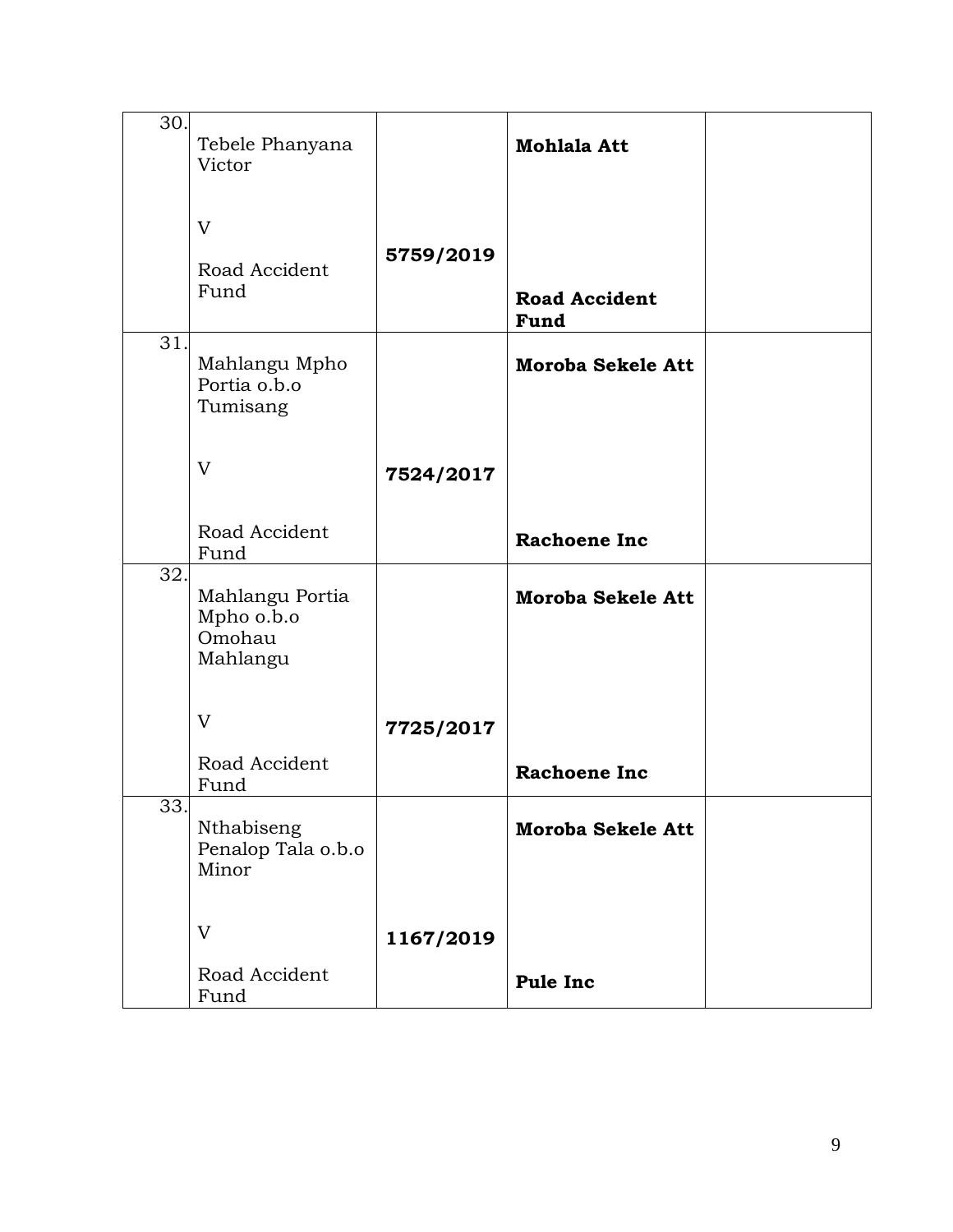| | | | | |
|---|---|---|---|---|
| 30. | Tebele Phanyana Victor<br><br>V<br><br>Road Accident Fund | **5759/2019** | **Mohlala Att**<br><br>**Road Accident Fund** | |
| 31. | Mahlangu Mpho Portia o.b.o Tumisang<br><br>V<br><br>Road Accident Fund | **7524/2017** | **Moroba Sekele Att**<br><br>**Rachoene Inc** | |
| 32. | Mahlangu Portia Mpho o.b.o Omohau Mahlangu<br><br>V<br><br>Road Accident Fund | **7725/2017** | **Moroba Sekele Att**<br><br>**Rachoene Inc** | |
| 33. | Nthabiseng Penalop Tala o.b.o Minor<br><br>V<br><br>Road Accident Fund | **1167/2019** | **Moroba Sekele Att**<br><br>**Pule Inc** | |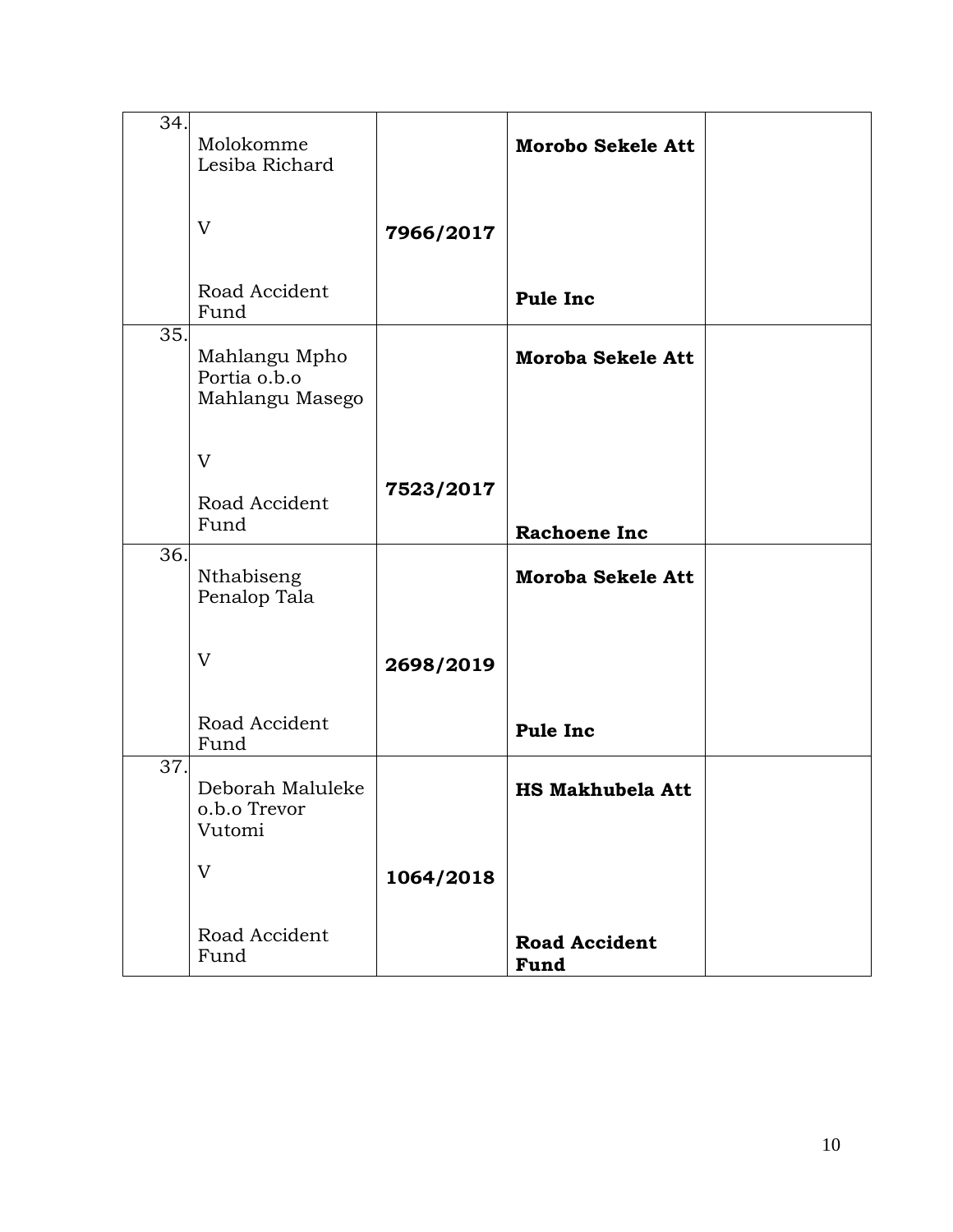| | | | | |
|---|---|---|---|---|
| 34. | Molokomme Lesiba Richard<br><br>V<br><br>Road Accident Fund | **7966/2017** | **Morobo Sekele Att**<br><br>**Pule Inc** | |
| 35. | Mahlangu Mpho Portia o.b.o Mahlangu Masego<br><br>V<br><br>Road Accident Fund | **7523/2017** | **Moroba Sekele Att**<br><br>**Rachoene Inc** | |
| 36. | Nthabiseng Penalop Tala<br><br>V<br><br>Road Accident Fund | **2698/2019** | **Moroba Sekele Att**<br><br>**Pule Inc** | |
| 37. | Deborah Maluleke o.b.o Trevor Vutomi<br><br>V<br><br>Road Accident Fund | **1064/2018** | **HS Makhubela Att**<br><br>**Road Accident Fund** | |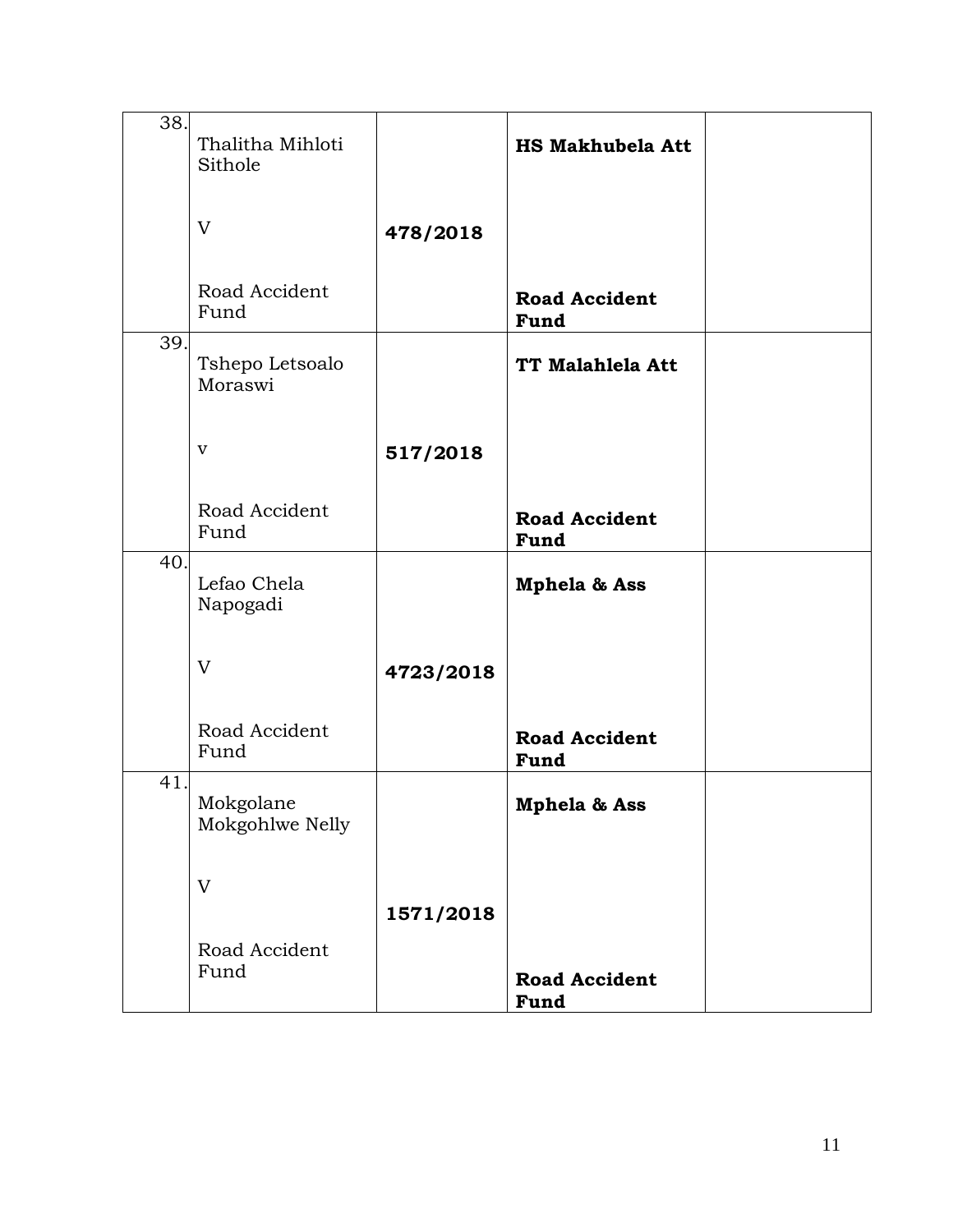| 38. | Thalitha Mihloti Sithole<br><br>V<br><br>Road Accident Fund | **478/2018** | **HS Makhubela Att**<br><br>**Road Accident Fund** | |
|---|---|---|---|---|
| 39. | Tshepo Letsoalo Moraswi<br><br>v<br><br>Road Accident Fund | **517/2018** | **TT Malahlela Att**<br><br>**Road Accident Fund** | |
| 40. | Lefao Chela Napogadi<br><br>V<br><br>Road Accident Fund | **4723/2018** | **Mphela & Ass**<br><br>**Road Accident Fund** | |
| 41. | Mokgolane Mokgohlwe Nelly<br><br>V<br><br>Road Accident Fund | **1571/2018** | **Mphela & Ass**<br><br>**Road Accident Fund** | |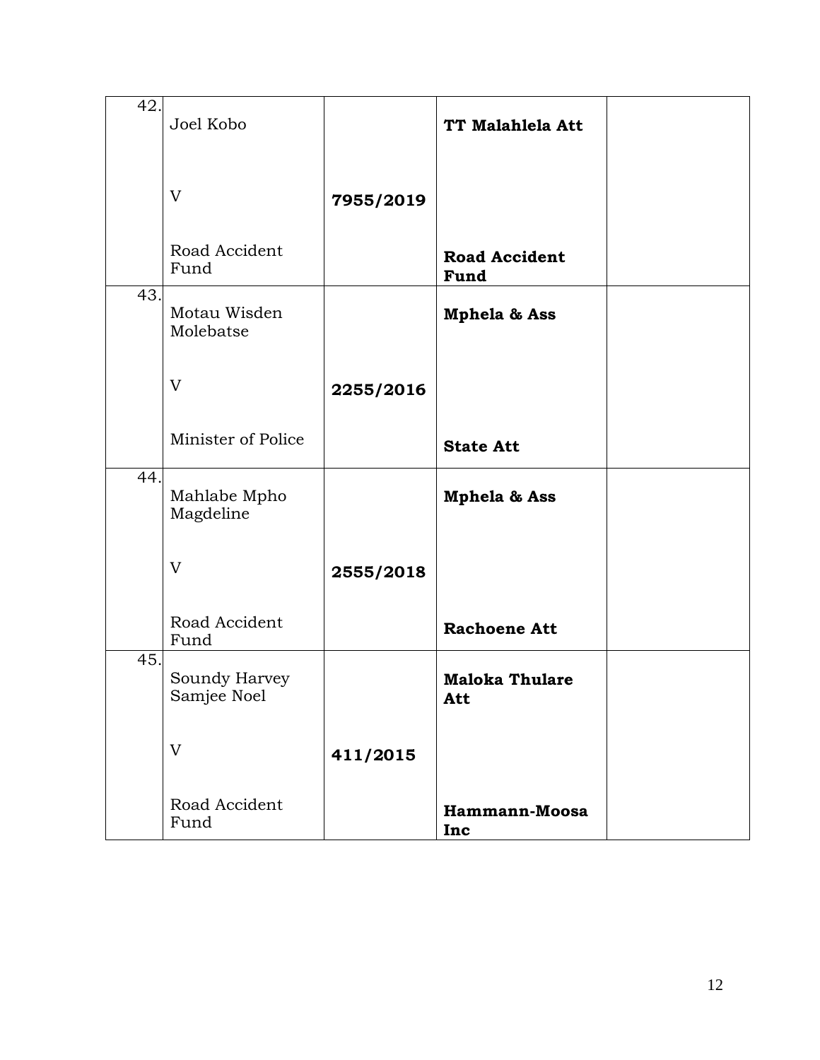| | | | | |
|---|---|---|---|---|
| 42. | Joel Kobo<br><br>V<br><br>Road Accident Fund | **7955/2019** | **TT Malahlela Att**<br><br><br><br>**Road Accident Fund** | |
| 43. | Motau Wisden Molebatse<br><br>V<br><br>Minister of Police | **2255/2016** | **Mphela & Ass**<br><br><br><br>**State Att** | |
| 44. | Mahlabe Mpho Magdeline<br><br>V<br><br>Road Accident Fund | **2555/2018** | **Mphela & Ass**<br><br><br><br>**Rachoene Att** | |
| 45. | Soundy Harvey Samjee Noel<br><br>V<br><br>Road Accident Fund | **411/2015** | **Maloka Thulare Att**<br><br><br><br>**Hammann-Moosa Inc** | |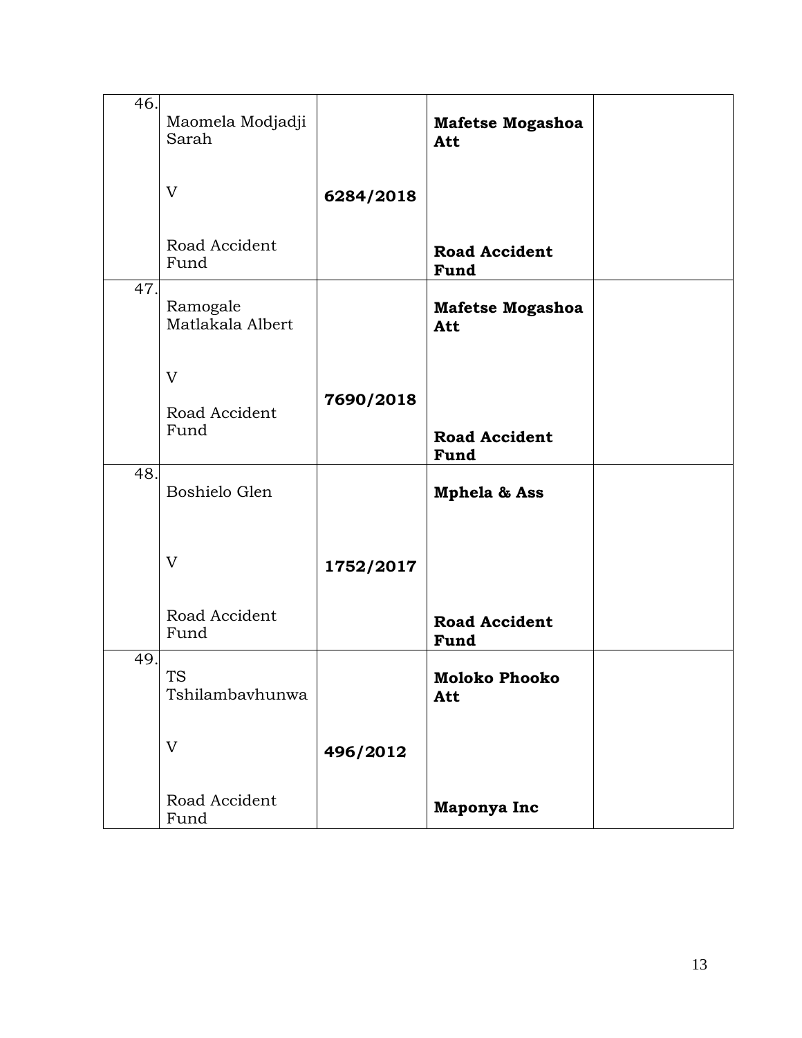| | | | | |
|---|---|---|---|---|
| 46. | Maomela Modjadji Sarah<br><br>V<br><br>Road Accident Fund | **6284/2018** | **Mafetse Mogashoa Att**<br><br><br><br>**Road Accident Fund** | |
| 47. | Ramogale Matlakala Albert<br><br>V<br><br>Road Accident Fund | **7690/2018** | **Mafetse Mogashoa Att**<br><br><br><br>**Road Accident Fund** | |
| 48. | Boshielo Glen<br><br>V<br><br>Road Accident Fund | **1752/2017** | **Mphela & Ass**<br><br><br><br>**Road Accident Fund** | |
| 49. | TS Tshilambavhunwa<br><br>V<br><br>Road Accident Fund | **496/2012** | **Moloko Phooko Att**<br><br><br><br>**Maponya Inc** | |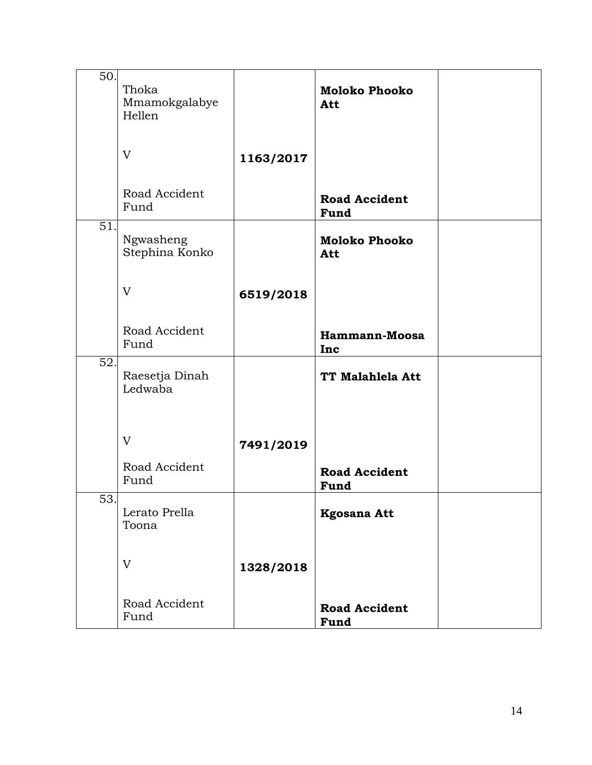| 50. | Thoka Mmamokgalabye Hellen<br><br>V<br><br>Road Accident Fund | **1163/2017** | **Moloko Phooko Att**<br><br>**Road Accident Fund** | |
|---|---|---|---|---|
| 51. | Ngwasheng Stephina Konko<br><br>V<br><br>Road Accident Fund | **6519/2018** | **Moloko Phooko Att**<br><br>**Hammann-Moosa Inc** | |
| 52. | Raesetja Dinah Ledwaba<br><br>V<br><br>Road Accident Fund | **7491/2019** | **TT Malahlela Att**<br><br>**Road Accident Fund** | |
| 53. | Lerato Prella Toona<br><br>V<br><br>Road Accident Fund | **1328/2018** | **Kgosana Att**<br><br>**Road Accident Fund** | |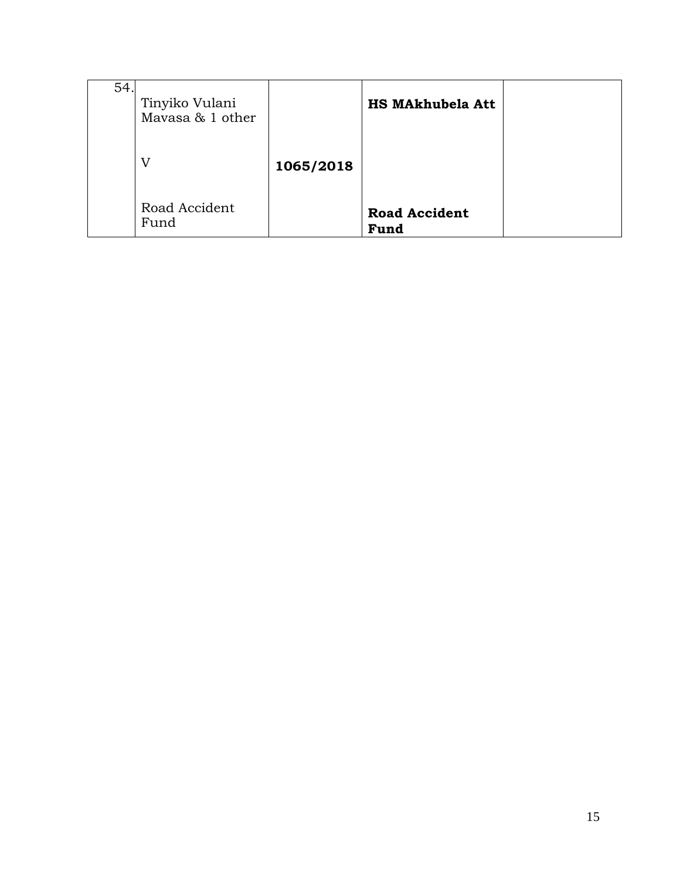| | | | | |
|---|---|---|---|---|
| 54. | Tinyiko Vulani Mavasa & 1 other<br><br>V<br><br>Road Accident Fund | **1065/2018** | **HS MAkhubela Att**<br><br>**Road Accident Fund** | |